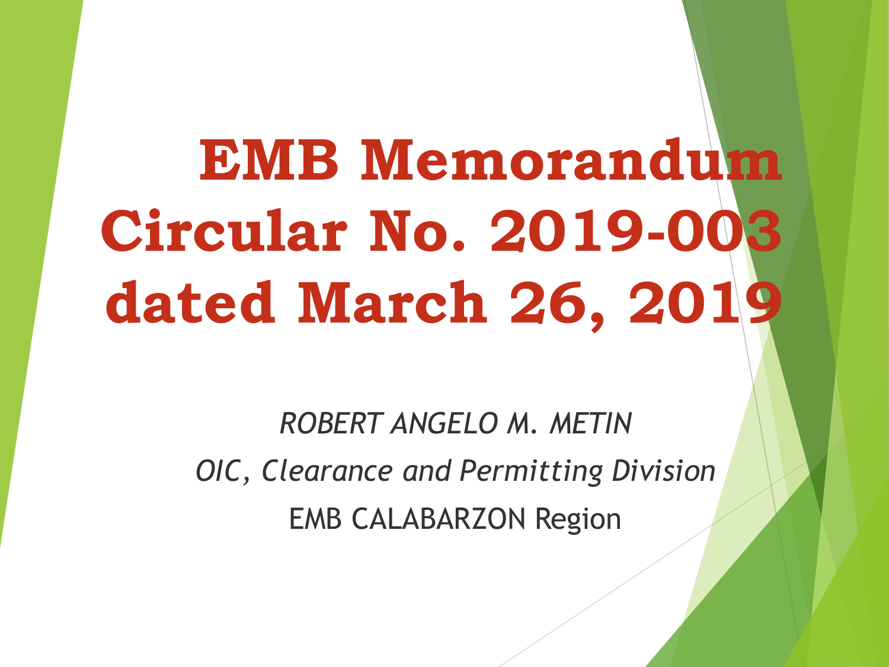# EMB Memorandum Circular No. 2019-003 dated March 26, 2019

*ROBERT ANGELO M. METIN*

*OIC, Clearance and Permitting Division*

EMB CALABARZON Region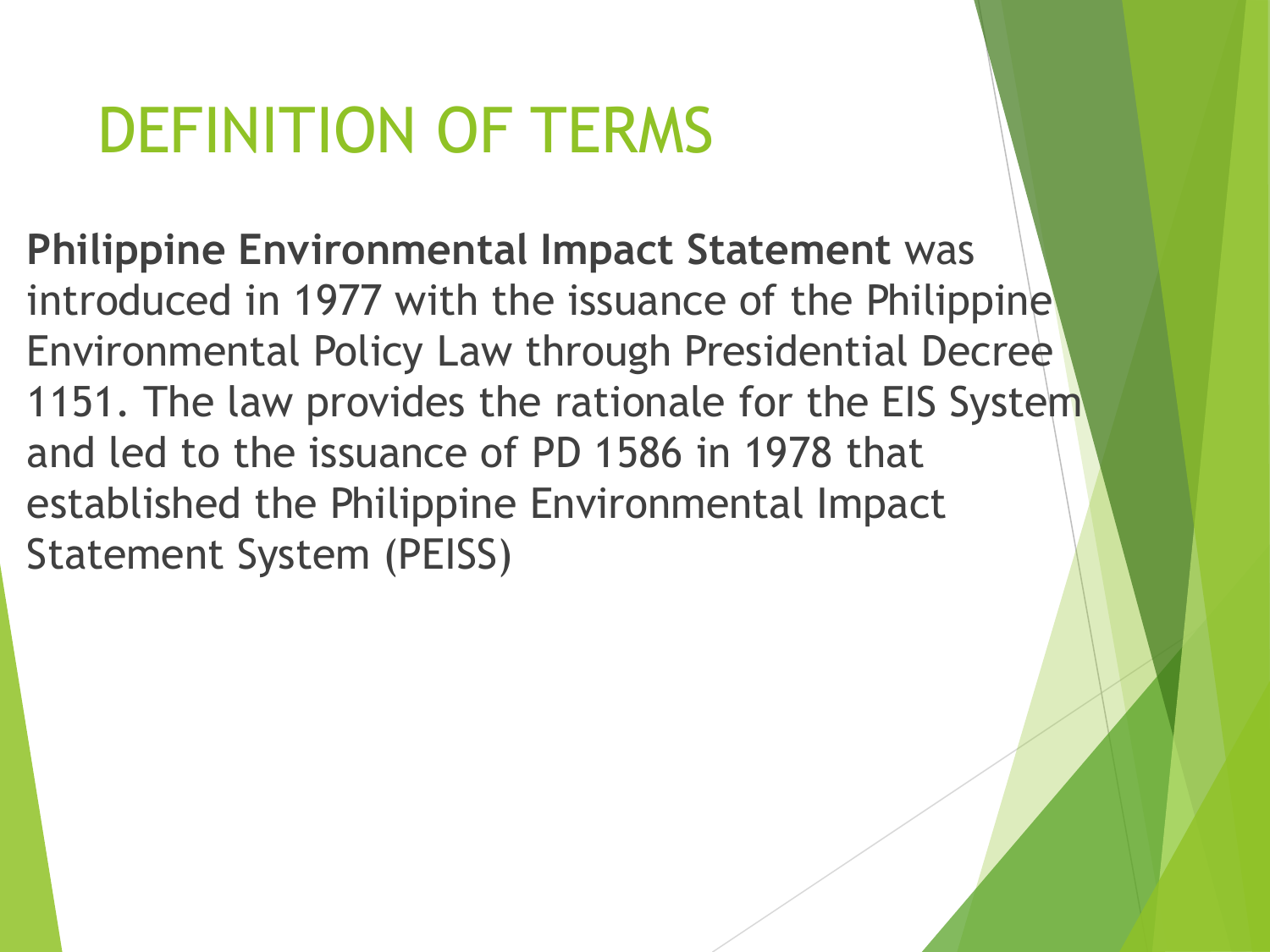# DEFINITION OF TERMS

**Philippine Environmental Impact Statement** was introduced in 1977 with the issuance of the Philippine Environmental Policy Law through Presidential Decree 1151. The law provides the rationale for the EIS System and led to the issuance of PD 1586 in 1978 that established the Philippine Environmental Impact Statement System (PEISS)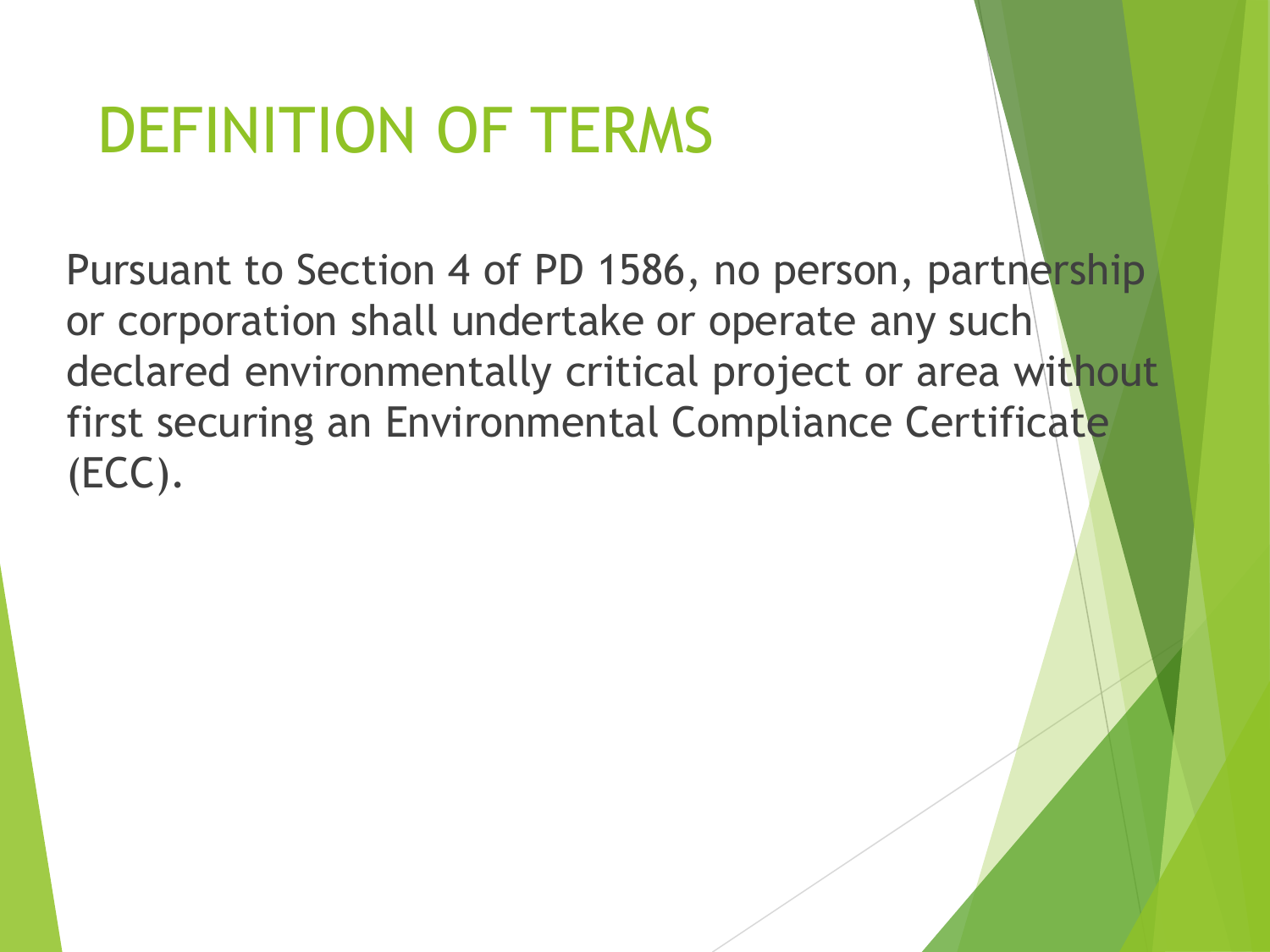# DEFINITION OF TERMS

Pursuant to Section 4 of PD 1586, no person, partnership or corporation shall undertake or operate any such declared environmentally critical project or area without first securing an Environmental Compliance Certificate (ECC).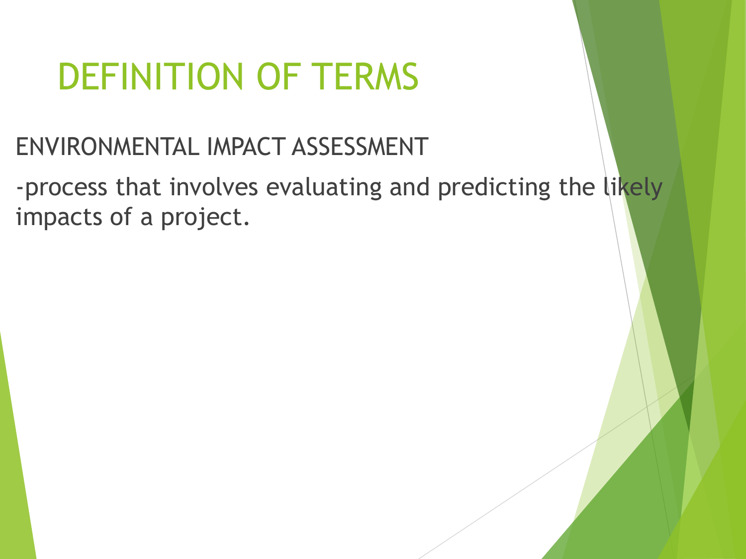# DEFINITION OF TERMS

ENVIRONMENTAL IMPACT ASSESSMENT

-process that involves evaluating and predicting the likely impacts of a project.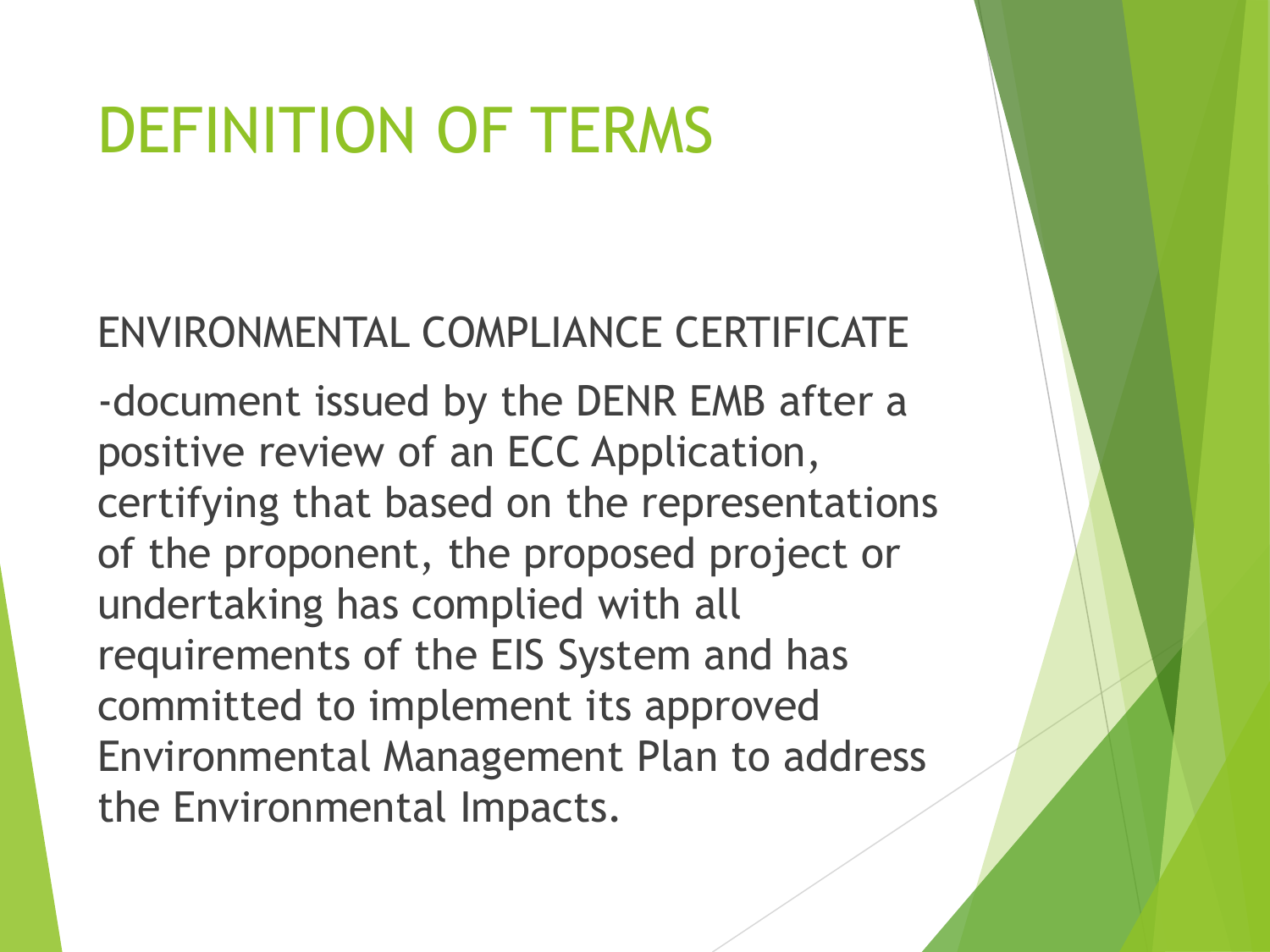# DEFINITION OF TERMS

ENVIRONMENTAL COMPLIANCE CERTIFICATE

-document issued by the DENR EMB after a positive review of an ECC Application, certifying that based on the representations of the proponent, the proposed project or undertaking has complied with all requirements of the EIS System and has committed to implement its approved Environmental Management Plan to address the Environmental Impacts.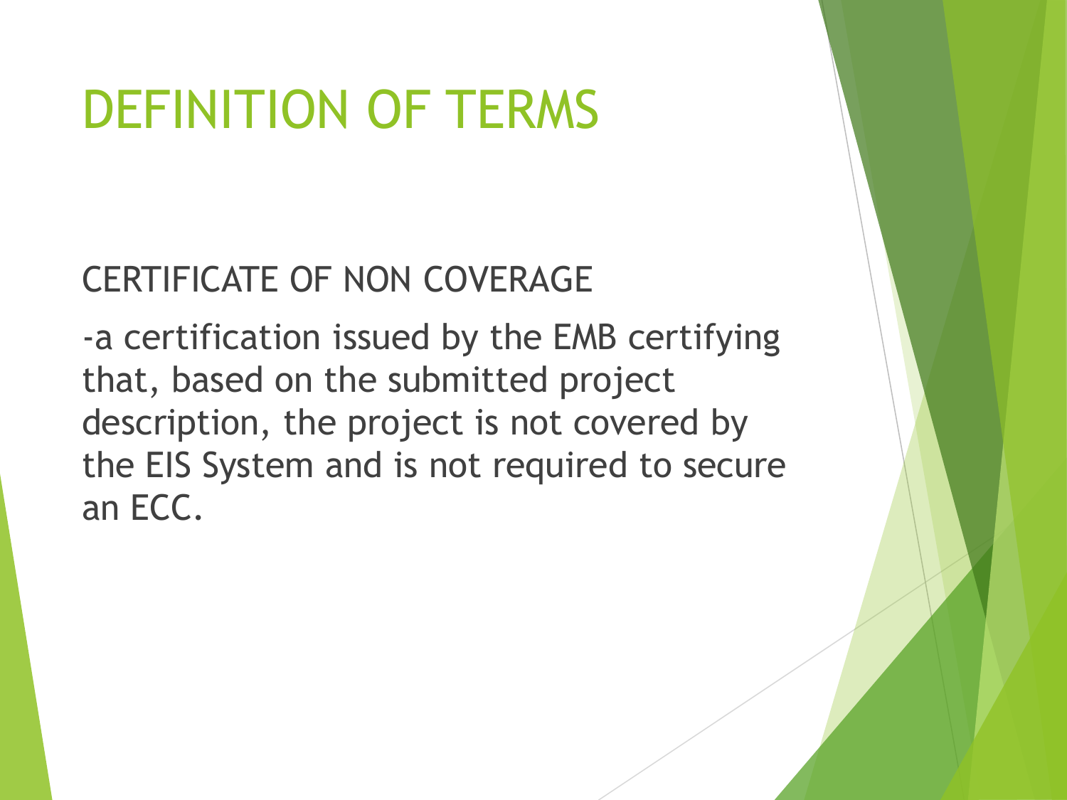# DEFINITION OF TERMS

CERTIFICATE OF NON COVERAGE

-a certification issued by the EMB certifying that, based on the submitted project description, the project is not covered by the EIS System and is not required to secure an ECC.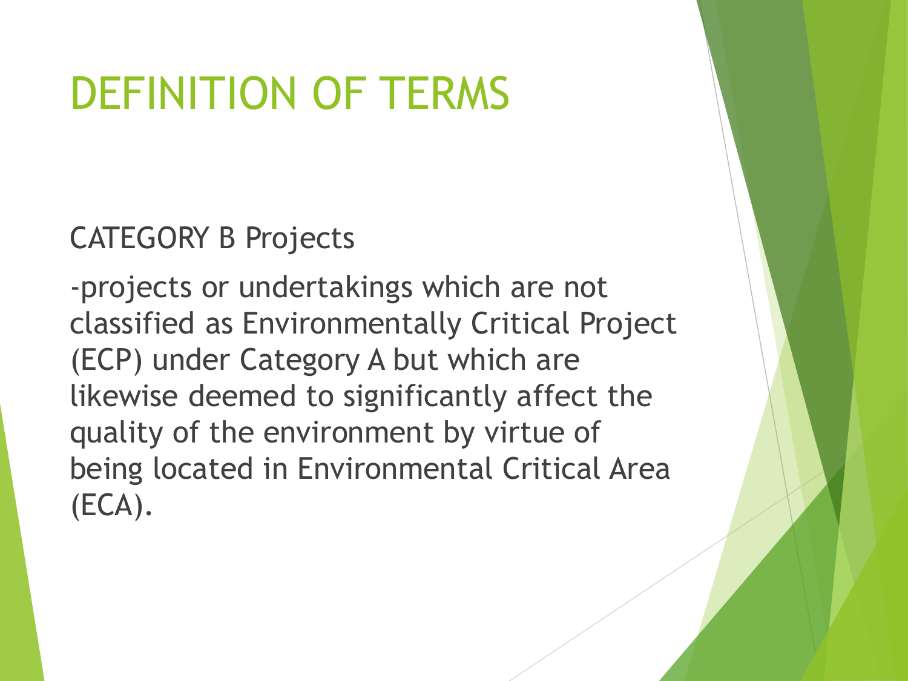# DEFINITION OF TERMS

CATEGORY B Projects

-projects or undertakings which are not classified as Environmentally Critical Project (ECP) under Category A but which are likewise deemed to significantly affect the quality of the environment by virtue of being located in Environmental Critical Area (ECA).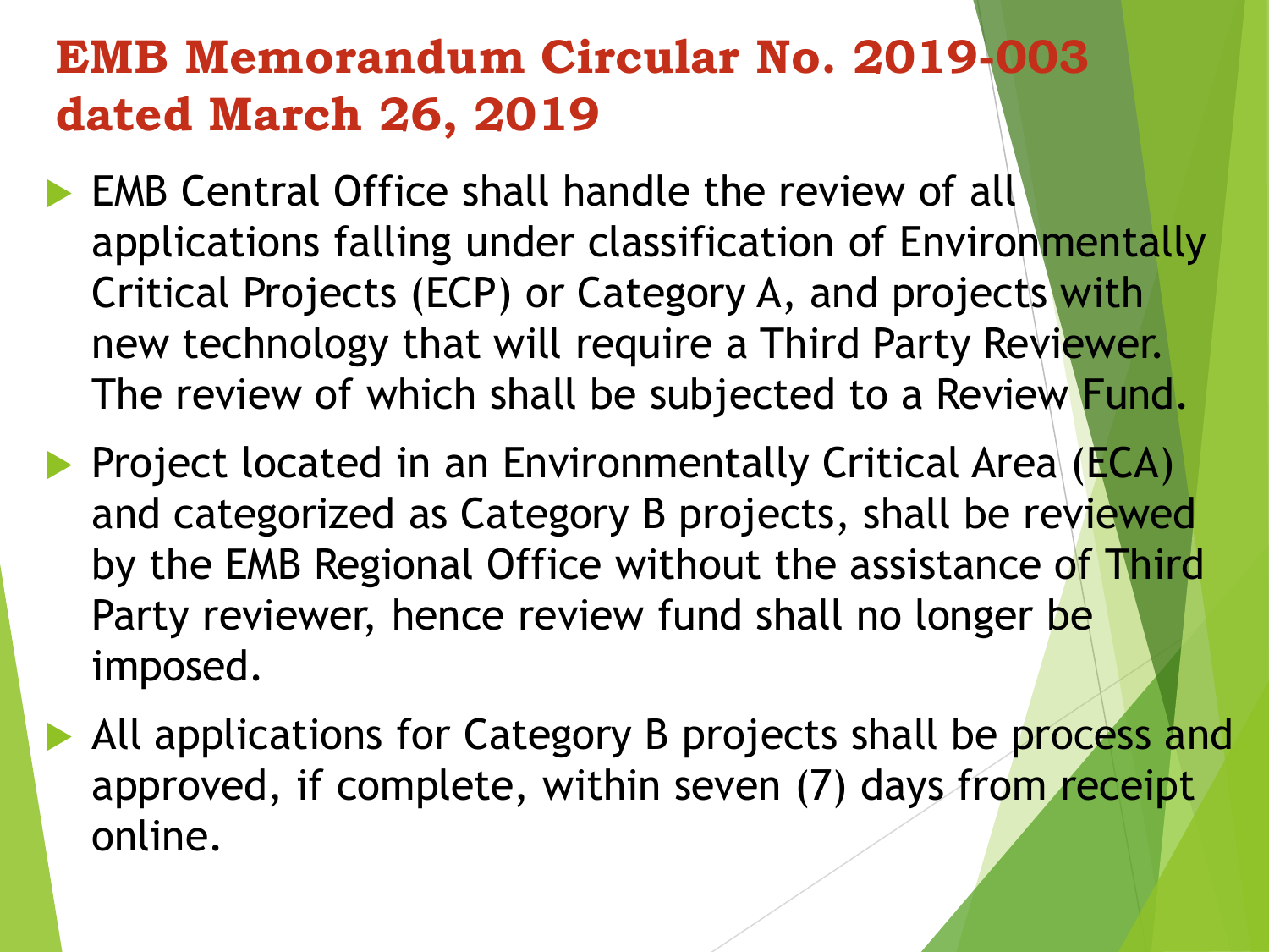# EMB Memorandum Circular No. 2019-003 dated March 26, 2019

- EMB Central Office shall handle the review of all applications falling under classification of Environmentally Critical Projects (ECP) or Category A, and projects with new technology that will require a Third Party Reviewer. The review of which shall be subjected to a Review Fund.
- Project located in an Environmentally Critical Area (ECA) and categorized as Category B projects, shall be reviewed by the EMB Regional Office without the assistance of Third Party reviewer, hence review fund shall no longer be imposed.
- All applications for Category B projects shall be process and approved, if complete, within seven (7) days from receipt online.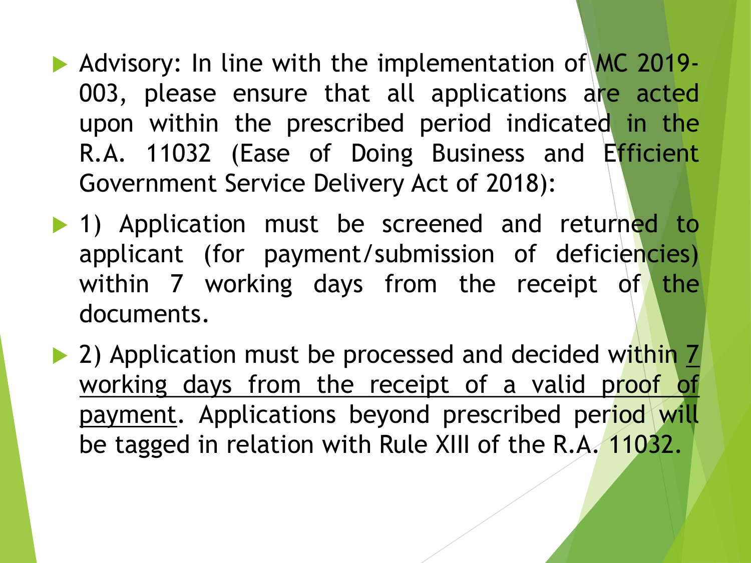- Advisory: In line with the implementation of MC 2019-003, please ensure that all applications are acted upon within the prescribed period indicated in the R.A. 11032 (Ease of Doing Business and Efficient Government Service Delivery Act of 2018):
- 1) Application must be screened and returned to applicant (for payment/submission of deficiencies) within 7 working days from the receipt of the documents.
- 2) Application must be processed and decided within <u>7 working days from the receipt of a valid proof of payment</u>. Applications beyond prescribed period will be tagged in relation with Rule XIII of the R.A. 11032.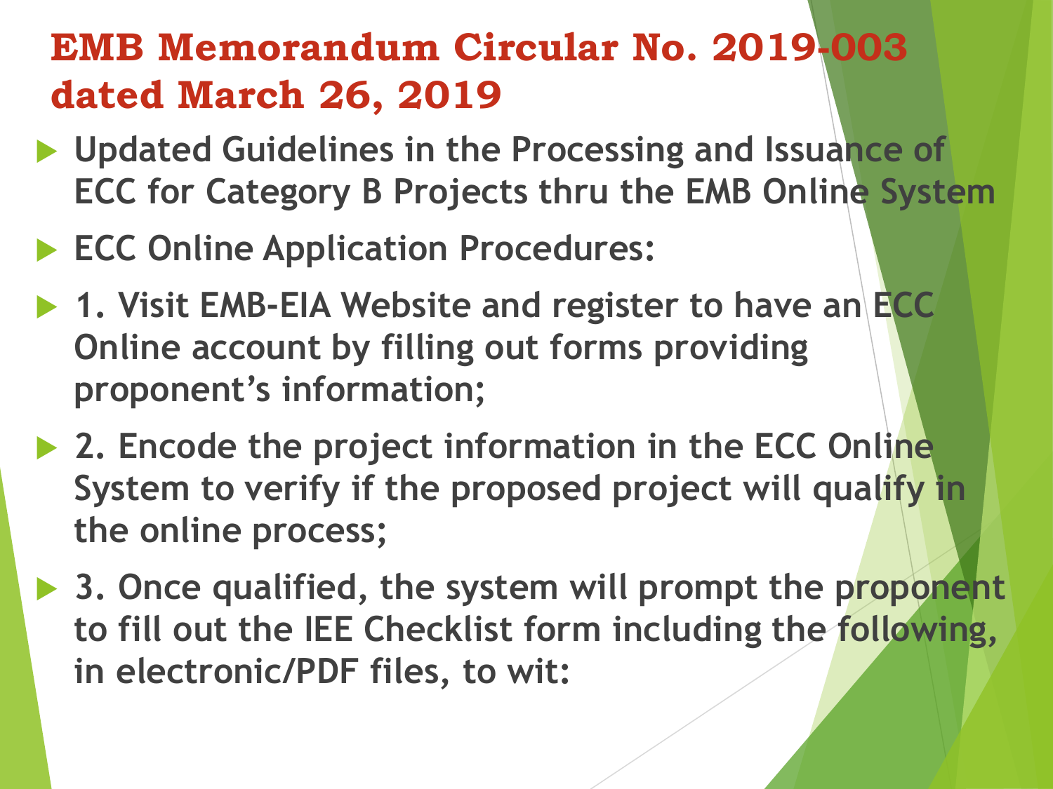# EMB Memorandum Circular No. 2019-003 dated March 26, 2019

- Updated Guidelines in the Processing and Issuance of ECC for Category B Projects thru the EMB Online System
- ECC Online Application Procedures:
- 1. Visit EMB-EIA Website and register to have an ECC Online account by filling out forms providing proponent's information;
- 2. Encode the project information in the ECC Online System to verify if the proposed project will qualify in the online process;
- 3. Once qualified, the system will prompt the proponent to fill out the IEE Checklist form including the following, in electronic/PDF files, to wit: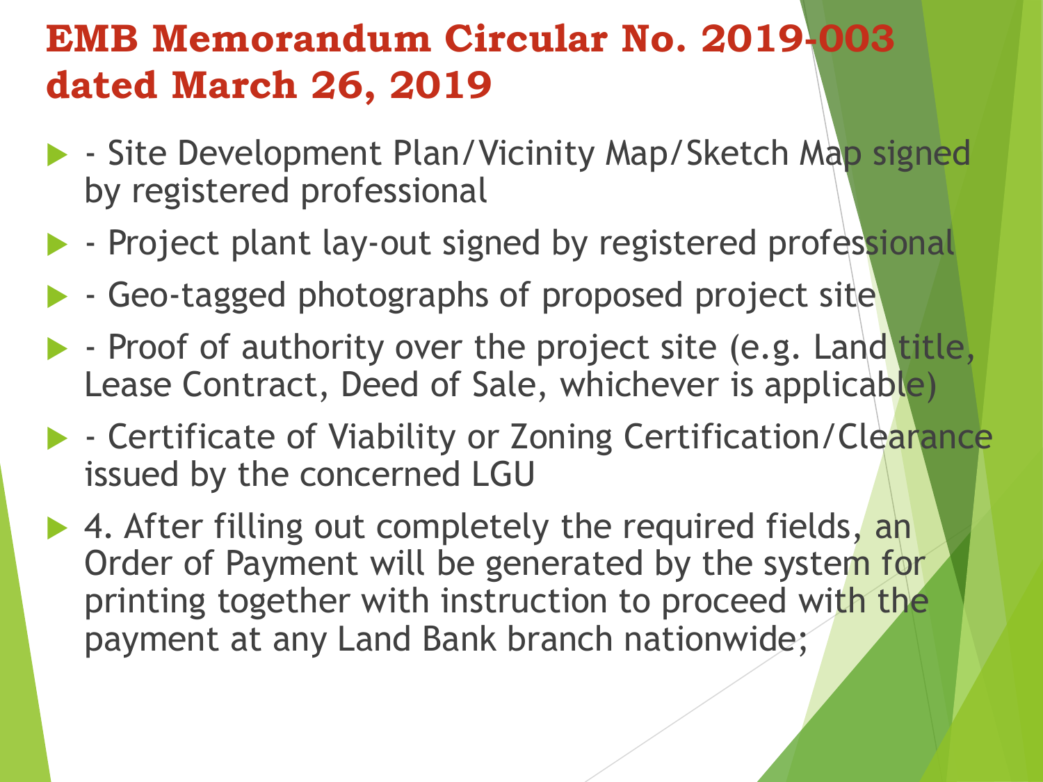# EMB Memorandum Circular No. 2019-003 dated March 26, 2019

- - Site Development Plan/Vicinity Map/Sketch Map signed by registered professional
- - Project plant lay-out signed by registered professional
- - Geo-tagged photographs of proposed project site
- - Proof of authority over the project site (e.g. Land title, Lease Contract, Deed of Sale, whichever is applicable)
- - Certificate of Viability or Zoning Certification/Clearance issued by the concerned LGU
- 4. After filling out completely the required fields, an Order of Payment will be generated by the system for printing together with instruction to proceed with the payment at any Land Bank branch nationwide;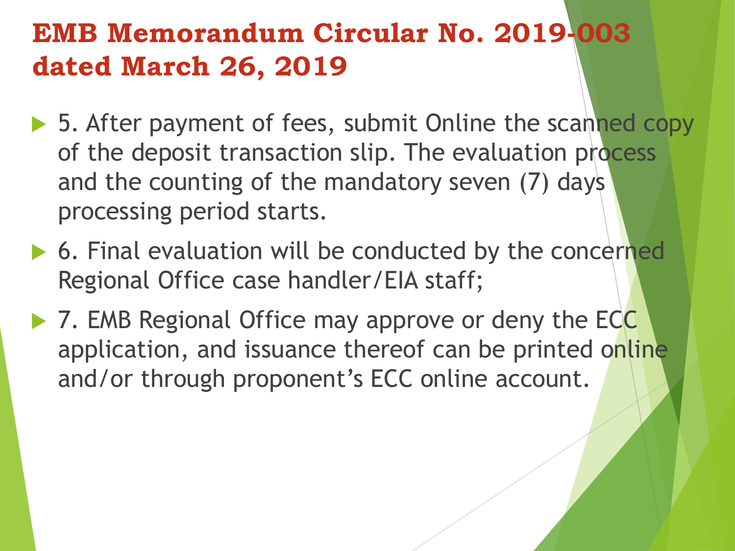# EMB Memorandum Circular No. 2019-003 dated March 26, 2019

- 5. After payment of fees, submit Online the scanned copy of the deposit transaction slip. The evaluation process and the counting of the mandatory seven (7) days processing period starts.
- 6. Final evaluation will be conducted by the concerned Regional Office case handler/EIA staff;
- 7. EMB Regional Office may approve or deny the ECC application, and issuance thereof can be printed online and/or through proponent's ECC online account.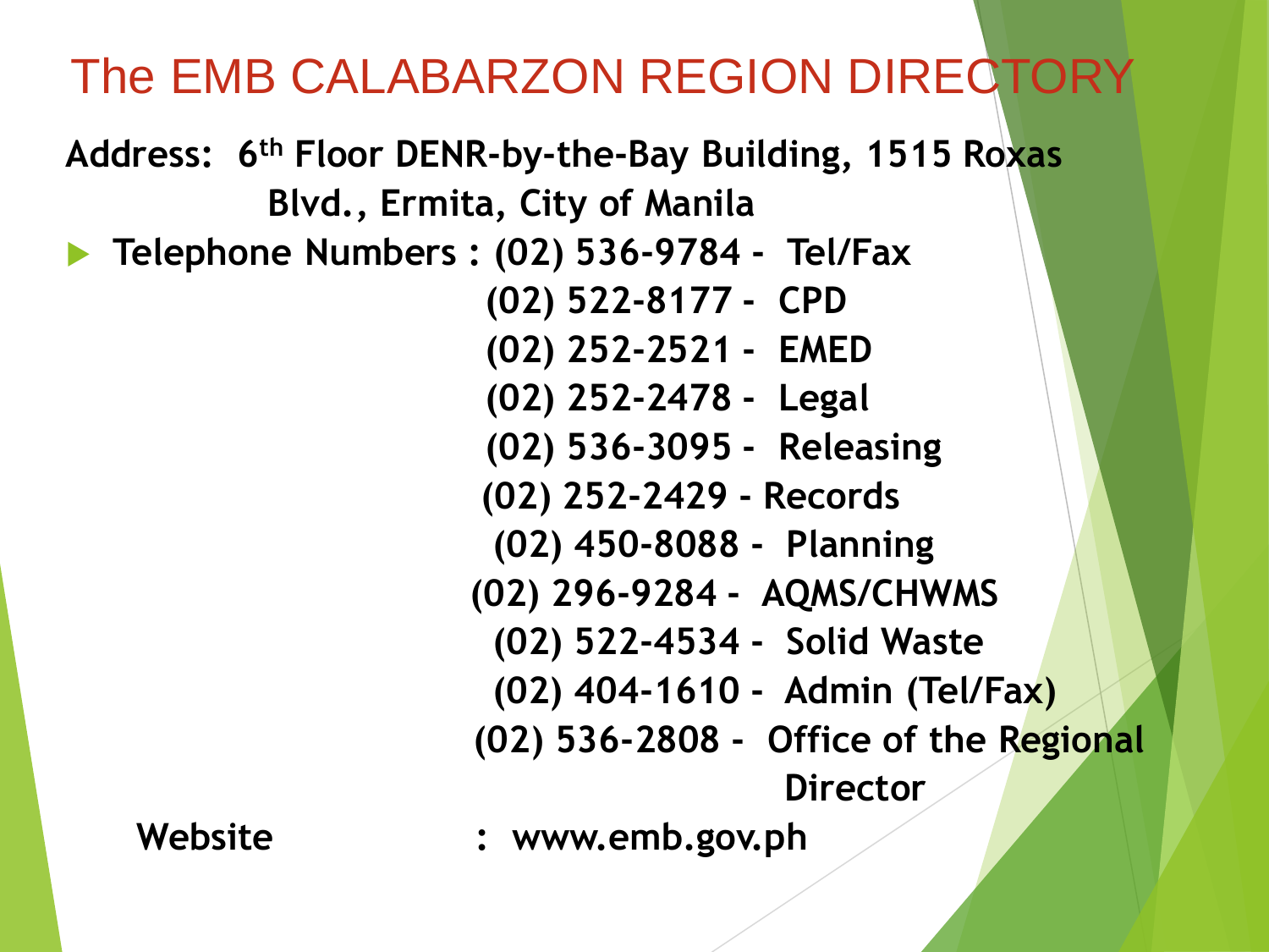# The EMB CALABARZON REGION DIRECTORY

**Address: 6th Floor DENR-by-the-Bay Building, 1515 Roxas Blvd., Ermita, City of Manila**

- **Telephone Numbers :**
  - **(02) 536-9784 - Tel/Fax**
  - **(02) 522-8177 - CPD**
  - **(02) 252-2521 - EMED**
  - **(02) 252-2478 - Legal**
  - **(02) 536-3095 - Releasing**
  - **(02) 252-2429 - Records**
  - **(02) 450-8088 - Planning**
  - **(02) 296-9284 - AQMS/CHWMS**
  - **(02) 522-4534 - Solid Waste**
  - **(02) 404-1610 - Admin (Tel/Fax)**
  - **(02) 536-2808 - Office of the Regional Director**

**Website : www.emb.gov.ph**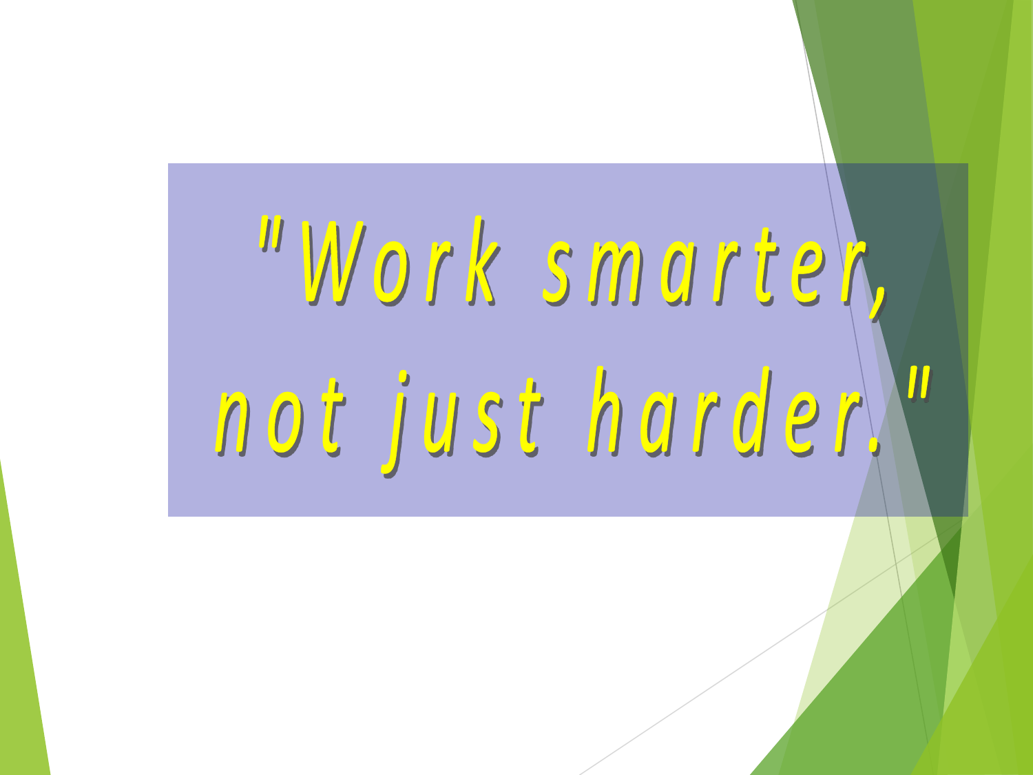"Work smarter,
not just harder."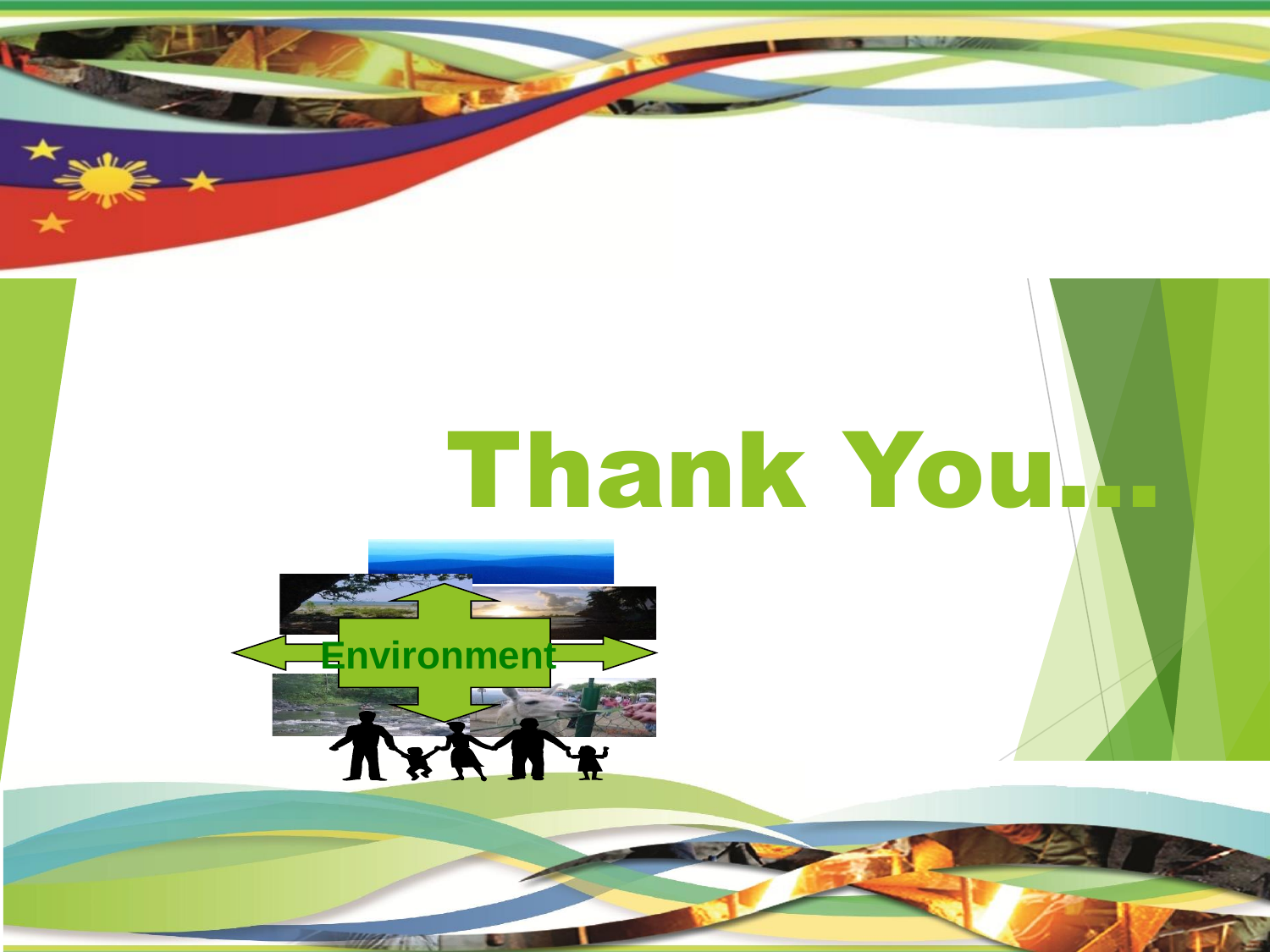# Thank You...

Environment